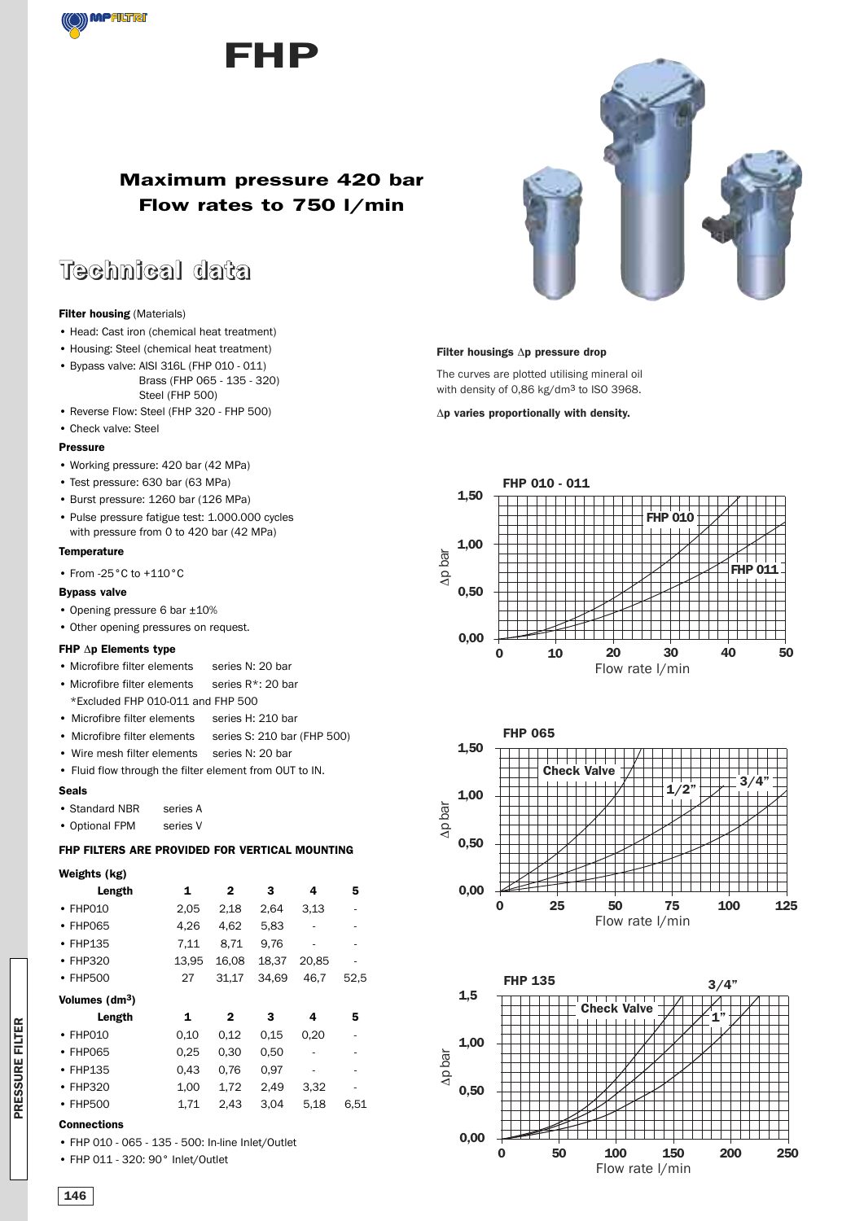# FHP

## Maximum pressure 420 bar
## Flow rates to 750 l/min

## Technical data

**Filter housing** (Materials)

- Head: Cast iron (chemical heat treatment)
- Housing: Steel (chemical heat treatment)
- Bypass valve: AISI 316L (FHP 010 - 011)
  Brass (FHP 065 - 135 - 320)
  Steel (FHP 500)
- Reverse Flow: Steel (FHP 320 - FHP 500)
- Check valve: Steel

**Pressure**

- Working pressure: 420 bar (42 MPa)
- Test pressure: 630 bar (63 MPa)
- Burst pressure: 1260 bar (126 MPa)
- Pulse pressure fatigue test: 1.000.000 cycles with pressure from 0 to 420 bar (42 MPa)

**Temperature**

- From -25°C to +110°C

**Bypass valve**

- Opening pressure 6 bar ±10%
- Other opening pressures on request.

**FHP Δp Elements type**

- Microfibre filter elements series N: 20 bar
- Microfibre filter elements series R*: 20 bar
  *Excluded FHP 010-011 and FHP 500
- Microfibre filter elements series H: 210 bar
- Microfibre filter elements series S: 210 bar (FHP 500)
- Wire mesh filter elements series N: 20 bar
- Fluid flow through the filter element from OUT to IN.

**Seals**

- Standard NBR series A
- Optional FPM series V

**FHP FILTERS ARE PROVIDED FOR VERTICAL MOUNTING**

**Weights (kg)**

| Length | 1 | 2 | 3 | 4 | 5 |
|---|---|---|---|---|---|
| • FHP010 | 2,05 | 2,18 | 2,64 | 3,13 | - |
| • FHP065 | 4,26 | 4,62 | 5,83 | - | - |
| • FHP135 | 7,11 | 8,71 | 9,76 | - | - |
| • FHP320 | 13,95 | 16,08 | 18,37 | 20,85 | - |
| • FHP500 | 27 | 31,17 | 34,69 | 46,7 | 52,5 |

**Volumes (dm$^3$)**

| Length | 1 | 2 | 3 | 4 | 5 |
|---|---|---|---|---|---|
| • FHP010 | 0,10 | 0,12 | 0,15 | 0,20 | - |
| • FHP065 | 0,25 | 0,30 | 0,50 | - | - |
| • FHP135 | 0,43 | 0,76 | 0,97 | - | - |
| • FHP320 | 1,00 | 1,72 | 2,49 | 3,32 | - |
| • FHP500 | 1,71 | 2,43 | 3,04 | 5,18 | 6,51 |

**Connections**

- FHP 010 - 065 - 135 - 500: In-line Inlet/Outlet
- FHP 011 - 320: 90° Inlet/Outlet

**Filter housings Δp pressure drop**

The curves are plotted utilising mineral oil with density of 0,86 kg/dm$^3$ to ISO 3968.

**Δp varies proportionally with density.**

FHP 010 - 011 — curves: FHP 010, FHP 011 — Δp bar (0,00–1,50) vs Flow rate l/min (0–50)

FHP 065 — curves: Check Valve, 1/2", 3/4" — Δp bar (0,00–1,50) vs Flow rate l/min (0–125)

FHP 135 — curves: Check Valve, 1", 3/4" — Δp bar (0,00–1,5) vs Flow rate l/min (0–250)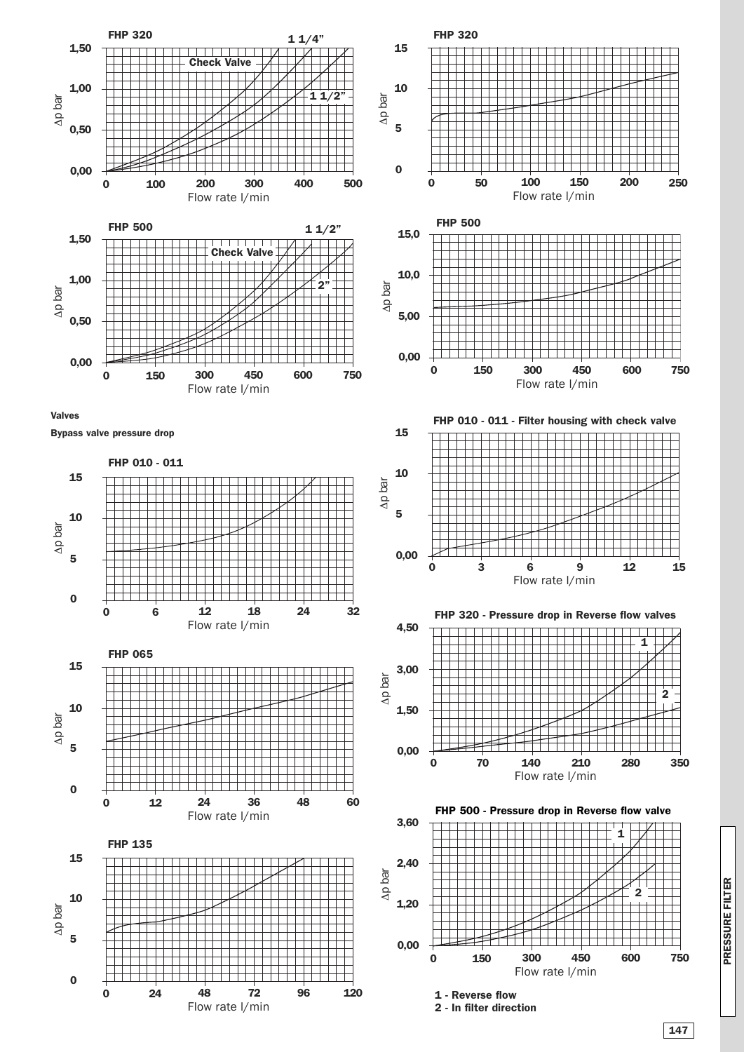**FHP 320**

Δp bar vs Flow rate l/min — Check Valve, 1 1/4", 1 1/2"

**FHP 320**

Δp bar vs Flow rate l/min

**FHP 500**

Δp bar vs Flow rate l/min — Check Valve, 1 1/2", 2"

**FHP 500**

Δp bar vs Flow rate l/min

**Valves**

**Bypass valve pressure drop**

**FHP 010 - 011**

Δp bar vs Flow rate l/min

**FHP 010 - 011 - Filter housing with check valve**

Δp bar vs Flow rate l/min

**FHP 065**

Δp bar vs Flow rate l/min

**FHP 320 - Pressure drop in Reverse flow valves**

Δp bar vs Flow rate l/min

**FHP 135**

Δp bar vs Flow rate l/min

**FHP 500 - Pressure drop in Reverse flow valve**

Δp bar vs Flow rate l/min

**1 - Reverse flow**
**2 - In filter direction**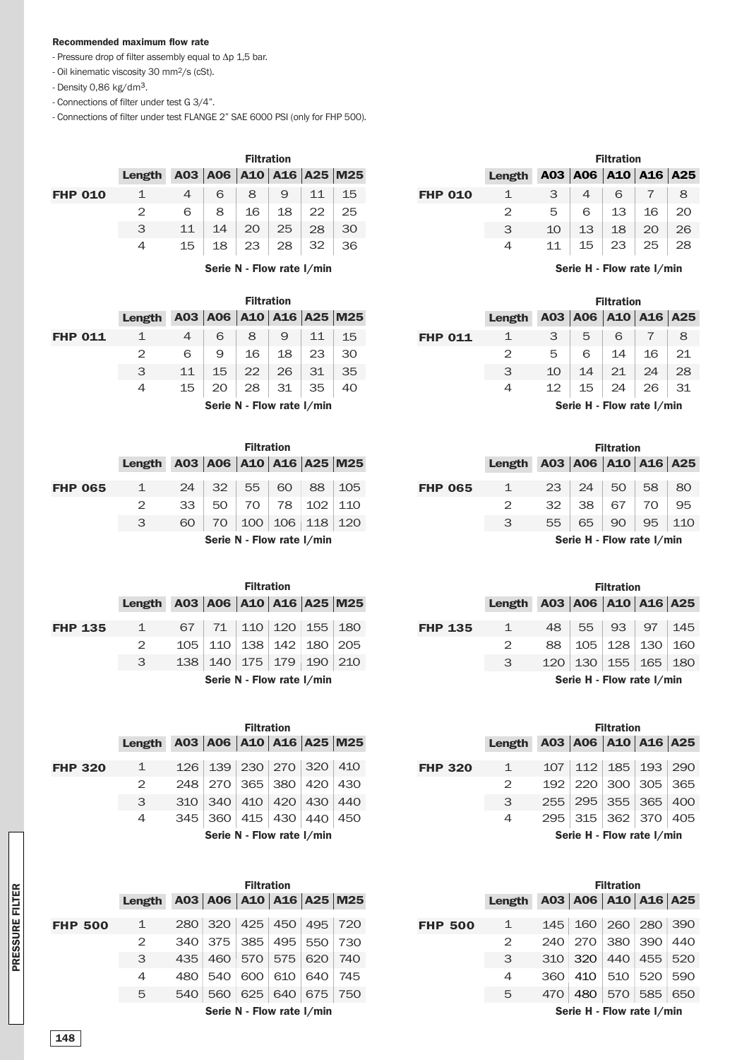**Recommended maximum flow rate**

- Pressure drop of filter assembly equal to Δp 1,5 bar.
- Oil kinematic viscosity 30 mm²/s (cSt).
- Density 0,86 kg/dm³.
- Connections of filter under test G 3/4".
- Connections of filter under test FLANGE 2" SAE 6000 PSI (only for FHP 500).

**Serie N - Flow rate l/min**

| | | Filtration | | | | | |
|---|---|---|---|---|---|---|---|
| | Length | A03 | A06 | A10 | A16 | A25 | M25 |
| FHP 010 | 1 | 4 | 6 | 8 | 9 | 11 | 15 |
| | 2 | 6 | 8 | 16 | 18 | 22 | 25 |
| | 3 | 11 | 14 | 20 | 25 | 28 | 30 |
| | 4 | 15 | 18 | 23 | 28 | 32 | 36 |

**Serie H - Flow rate l/min**

| | | Filtration | | | | |
|---|---|---|---|---|---|---|
| | Length | A03 | A06 | A10 | A16 | A25 |
| FHP 010 | 1 | 3 | 4 | 6 | 7 | 8 |
| | 2 | 5 | 6 | 13 | 16 | 20 |
| | 3 | 10 | 13 | 18 | 20 | 26 |
| | 4 | 11 | 15 | 23 | 25 | 28 |

**Serie N - Flow rate l/min**

| | | Filtration | | | | | |
|---|---|---|---|---|---|---|---|
| | Length | A03 | A06 | A10 | A16 | A25 | M25 |
| FHP 011 | 1 | 4 | 6 | 8 | 9 | 11 | 15 |
| | 2 | 6 | 9 | 16 | 18 | 23 | 30 |
| | 3 | 11 | 15 | 22 | 26 | 31 | 35 |
| | 4 | 15 | 20 | 28 | 31 | 35 | 40 |

**Serie H - Flow rate l/min**

| | | Filtration | | | | |
|---|---|---|---|---|---|---|
| | Length | A03 | A06 | A10 | A16 | A25 |
| FHP 011 | 1 | 3 | 5 | 6 | 7 | 8 |
| | 2 | 5 | 6 | 14 | 16 | 21 |
| | 3 | 10 | 14 | 21 | 24 | 28 |
| | 4 | 12 | 15 | 24 | 26 | 31 |

**Serie N - Flow rate l/min**

| | | Filtration | | | | | |
|---|---|---|---|---|---|---|---|
| | Length | A03 | A06 | A10 | A16 | A25 | M25 |
| FHP 065 | 1 | 24 | 32 | 55 | 60 | 88 | 105 |
| | 2 | 33 | 50 | 70 | 78 | 102 | 110 |
| | 3 | 60 | 70 | 100 | 106 | 118 | 120 |

**Serie H - Flow rate l/min**

| | | Filtration | | | | |
|---|---|---|---|---|---|---|
| | Length | A03 | A06 | A10 | A16 | A25 |
| FHP 065 | 1 | 23 | 24 | 50 | 58 | 80 |
| | 2 | 32 | 38 | 67 | 70 | 95 |
| | 3 | 55 | 65 | 90 | 95 | 110 |

**Serie N - Flow rate l/min**

| | | Filtration | | | | | |
|---|---|---|---|---|---|---|---|
| | Length | A03 | A06 | A10 | A16 | A25 | M25 |
| FHP 135 | 1 | 67 | 71 | 110 | 120 | 155 | 180 |
| | 2 | 105 | 110 | 138 | 142 | 180 | 205 |
| | 3 | 138 | 140 | 175 | 179 | 190 | 210 |

**Serie H - Flow rate l/min**

| | | Filtration | | | | |
|---|---|---|---|---|---|---|
| | Length | A03 | A06 | A10 | A16 | A25 |
| FHP 135 | 1 | 48 | 55 | 93 | 97 | 145 |
| | 2 | 88 | 105 | 128 | 130 | 160 |
| | 3 | 120 | 130 | 155 | 165 | 180 |

**Serie N - Flow rate l/min**

| | | Filtration | | | | | |
|---|---|---|---|---|---|---|---|
| | Length | A03 | A06 | A10 | A16 | A25 | M25 |
| FHP 320 | 1 | 126 | 139 | 230 | 270 | 320 | 410 |
| | 2 | 248 | 270 | 365 | 380 | 420 | 430 |
| | 3 | 310 | 340 | 410 | 420 | 430 | 440 |
| | 4 | 345 | 360 | 415 | 430 | 440 | 450 |

**Serie H - Flow rate l/min**

| | | Filtration | | | | |
|---|---|---|---|---|---|---|
| | Length | A03 | A06 | A10 | A16 | A25 |
| FHP 320 | 1 | 107 | 112 | 185 | 193 | 290 |
| | 2 | 192 | 220 | 300 | 305 | 365 |
| | 3 | 255 | 295 | 355 | 365 | 400 |
| | 4 | 295 | 315 | 362 | 370 | 405 |

**Serie N - Flow rate l/min**

| | | Filtration | | | | | |
|---|---|---|---|---|---|---|---|
| | Length | A03 | A06 | A10 | A16 | A25 | M25 |
| FHP 500 | 1 | 280 | 320 | 425 | 450 | 495 | 720 |
| | 2 | 340 | 375 | 385 | 495 | 550 | 730 |
| | 3 | 435 | 460 | 570 | 575 | 620 | 740 |
| | 4 | 480 | 540 | 600 | 610 | 640 | 745 |
| | 5 | 540 | 560 | 625 | 640 | 675 | 750 |

**Serie H - Flow rate l/min**

| | | Filtration | | | | |
|---|---|---|---|---|---|---|
| | Length | A03 | A06 | A10 | A16 | A25 |
| FHP 500 | 1 | 145 | 160 | 260 | 280 | 390 |
| | 2 | 240 | 270 | 380 | 390 | 440 |
| | 3 | 310 | 320 | 440 | 455 | 520 |
| | 4 | 360 | 410 | 510 | 520 | 590 |
| | 5 | 470 | 480 | 570 | 585 | 650 |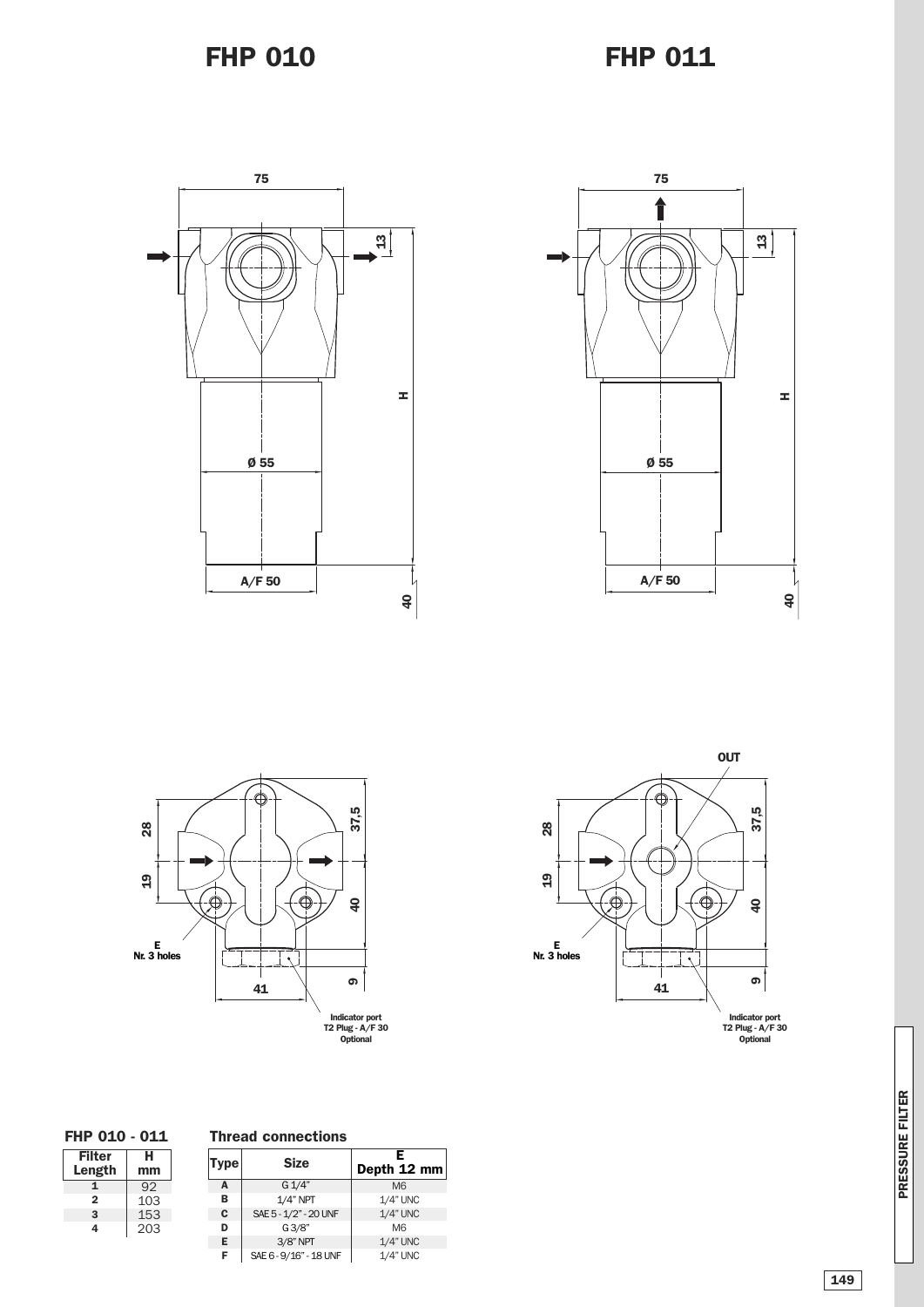# FHP 010

# FHP 011

75

13

H

Ø 55

A/F 50

40

OUT

28

19

37,5

40

9

41

E
Nr. 3 holes

Indicator port
T2 Plug - A/F 30
Optional

### FHP 010 - 011

| Filter Length | H mm |
|---|---|
| 1 | 92 |
| 2 | 103 |
| 3 | 153 |
| 4 | 203 |

### Thread connections

| Type | Size | E Depth 12 mm |
|---|---|---|
| A | G 1/4" | M6 |
| B | 1/4" NPT | 1/4" UNC |
| C | SAE 5 - 1/2" - 20 UNF | 1/4" UNC |
| D | G 3/8" | M6 |
| E | 3/8" NPT | 1/4" UNC |
| F | SAE 6 - 9/16" - 18 UNF | 1/4" UNC |

PRESSURE FILTER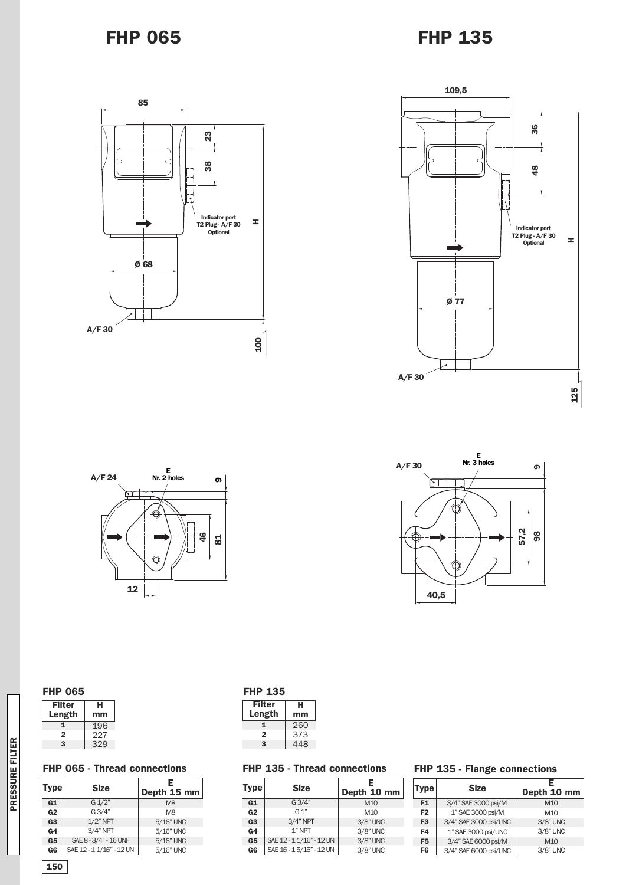# FHP 065

# FHP 135

85

23

38

Indicator port
T2 Plug - A/F 30
Optional

H

Ø 68

A/F 30

100

109,5

36

48

Indicator port
T2 Plug - A/F 30
Optional

H

Ø 77

A/F 30

125

A/F 24

E
Nr. 2 holes

9

46

81

12

A/F 30

E
Nr. 3 holes

9

57,2

98

40,5

### FHP 065

| Filter Length | H mm |
|---|---|
| 1 | 196 |
| 2 | 227 |
| 3 | 329 |

### FHP 135

| Filter Length | H mm |
|---|---|
| 1 | 260 |
| 2 | 373 |
| 3 | 448 |

### FHP 065 - Thread connections

| Type | Size | E Depth 15 mm |
|---|---|---|
| G1 | G 1/2" | M8 |
| G2 | G 3/4" | M8 |
| G3 | 1/2" NPT | 5/16" UNC |
| G4 | 3/4" NPT | 5/16" UNC |
| G5 | SAE 8 - 3/4" - 16 UNF | 5/16" UNC |
| G6 | SAE 12 - 1 1/16" - 12 UN | 5/16" UNC |

### FHP 135 - Thread connections

| Type | Size | E Depth 10 mm |
|---|---|---|
| G1 | G 3/4" | M10 |
| G2 | G 1" | M10 |
| G3 | 3/4" NPT | 3/8" UNC |
| G4 | 1" NPT | 3/8" UNC |
| G5 | SAE 12 - 1 1/16" - 12 UN | 3/8" UNC |
| G6 | SAE 16 - 1 5/16" - 12 UN | 3/8" UNC |

### FHP 135 - Flange connections

| Type | Size | E Depth 10 mm |
|---|---|---|
| F1 | 3/4" SAE 3000 psi/M | M10 |
| F2 | 1" SAE 3000 psi/M | M10 |
| F3 | 3/4" SAE 3000 psi/UNC | 3/8" UNC |
| F4 | 1" SAE 3000 psi/UNC | 3/8" UNC |
| F5 | 3/4" SAE 6000 psi/M | M10 |
| F6 | 3/4" SAE 6000 psi/UNC | 3/8" UNC |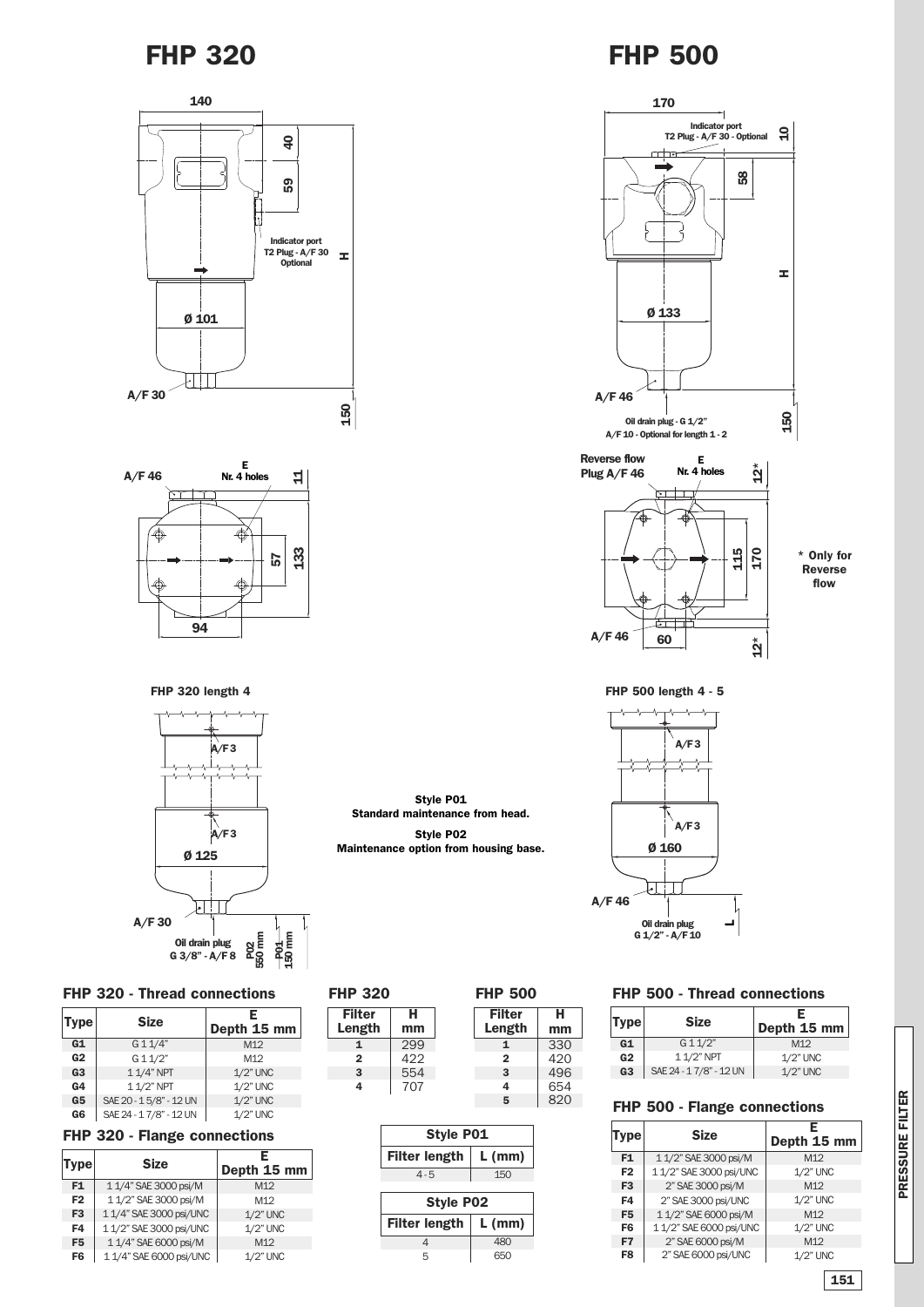# FHP 320

# FHP 500

140

40

59

Indicator port T2 Plug - A/F 30 Optional

H

Ø 101

A/F 30

150

A/F 46

E Nr. 4 holes

11

57

133

94

FHP 320 length 4

A/F 3

A/F 3

Ø 125

A/F 30

Oil drain plug G 3/8" - A/F 8

P02 550 mm

P01 150 mm

170

Indicator port T2 Plug - A/F 30 - Optional

10

58

H

Ø 133

A/F 46

Oil drain plug - G 1/2" A/F 10 - Optional for length 1 - 2

150

Reverse flow Plug A/F 46

E Nr. 4 holes

12*

115

170

* Only for Reverse flow

A/F 46

60

12*

FHP 500 length 4 - 5

A/F 3

A/F 3

Ø 160

A/F 46

Oil drain plug G 1/2" - A/F 10

L

**Style P01**
**Standard maintenance from head.**

**Style P02**
**Maintenance option from housing base.**

### FHP 320 - Thread connections

| Type | Size | E Depth 15 mm |
|---|---|---|
| G1 | G 1 1/4" | M12 |
| G2 | G 1 1/2" | M12 |
| G3 | 1 1/4" NPT | 1/2" UNC |
| G4 | 1 1/2" NPT | 1/2" UNC |
| G5 | SAE 20 - 1 5/8" - 12 UN | 1/2" UNC |
| G6 | SAE 24 - 1 7/8" - 12 UN | 1/2" UNC |

### FHP 320 - Flange connections

| Type | Size | E Depth 15 mm |
|---|---|---|
| F1 | 1 1/4" SAE 3000 psi/M | M12 |
| F2 | 1 1/2" SAE 3000 psi/M | M12 |
| F3 | 1 1/4" SAE 3000 psi/UNC | 1/2" UNC |
| F4 | 1 1/2" SAE 3000 psi/UNC | 1/2" UNC |
| F5 | 1 1/4" SAE 6000 psi/M | M12 |
| F6 | 1 1/4" SAE 6000 psi/UNC | 1/2" UNC |

### FHP 320

| Filter Length | H mm |
|---|---|
| 1 | 299 |
| 2 | 422 |
| 3 | 554 |
| 4 | 707 |

### FHP 500

| Filter Length | H mm |
|---|---|
| 1 | 330 |
| 2 | 420 |
| 3 | 496 |
| 4 | 654 |
| 5 | 820 |

| Style P01 | |
|---|---|
| Filter length | L (mm) |
| 4 - 5 | 150 |

| Style P02 | |
|---|---|
| Filter length | L (mm) |
| 4 | 480 |
| 5 | 650 |

### FHP 500 - Thread connections

| Type | Size | E Depth 15 mm |
|---|---|---|
| G1 | G 1 1/2" | M12 |
| G2 | 1 1/2" NPT | 1/2" UNC |
| G3 | SAE 24 - 1 7/8" - 12 UN | 1/2" UNC |

### FHP 500 - Flange connections

| Type | Size | E Depth 15 mm |
|---|---|---|
| F1 | 1 1/2" SAE 3000 psi/M | M12 |
| F2 | 1 1/2" SAE 3000 psi/UNC | 1/2" UNC |
| F3 | 2" SAE 3000 psi/M | M12 |
| F4 | 2" SAE 3000 psi/UNC | 1/2" UNC |
| F5 | 1 1/2" SAE 6000 psi/M | M12 |
| F6 | 1 1/2" SAE 6000 psi/UNC | 1/2" UNC |
| F7 | 2" SAE 6000 psi/M | M12 |
| F8 | 2" SAE 6000 psi/UNC | 1/2" UNC |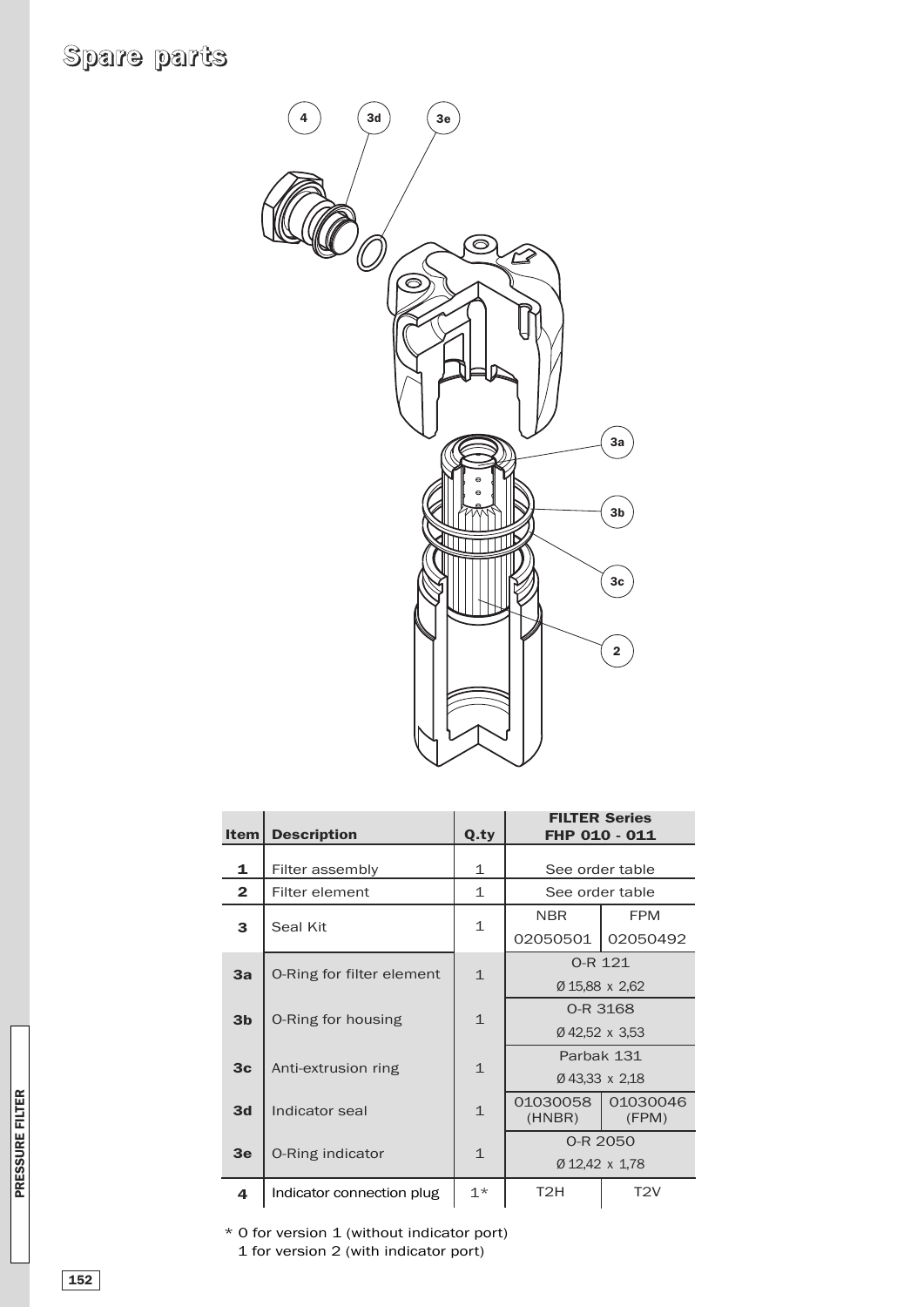# Spare parts

| Item | Description | Q.ty | FILTER Series FHP 010 - 011 | |
|---|---|---|---|---|
| **1** | Filter assembly | 1 | See order table | |
| **2** | Filter element | 1 | See order table | |
| **3** | Seal Kit | 1 | NBR | FPM |
| | | | 02050501 | 02050492 |
| **3a** | O-Ring for filter element | 1 | O-R 121 | |
| | | | Ø 15,88 x 2,62 | |
| **3b** | O-Ring for housing | 1 | O-R 3168 | |
| | | | Ø 42,52 x 3,53 | |
| **3c** | Anti-extrusion ring | 1 | Parbak 131 | |
| | | | Ø 43,33 x 2,18 | |
| **3d** | Indicator seal | 1 | 01030058 (HNBR) | 01030046 (FPM) |
| **3e** | O-Ring indicator | 1 | O-R 2050 | |
| | | | Ø 12,42 x 1,78 | |
| **4** | Indicator connection plug | 1* | T2H | T2V |

* 0 for version 1 (without indicator port)
  1 for version 2 (with indicator port)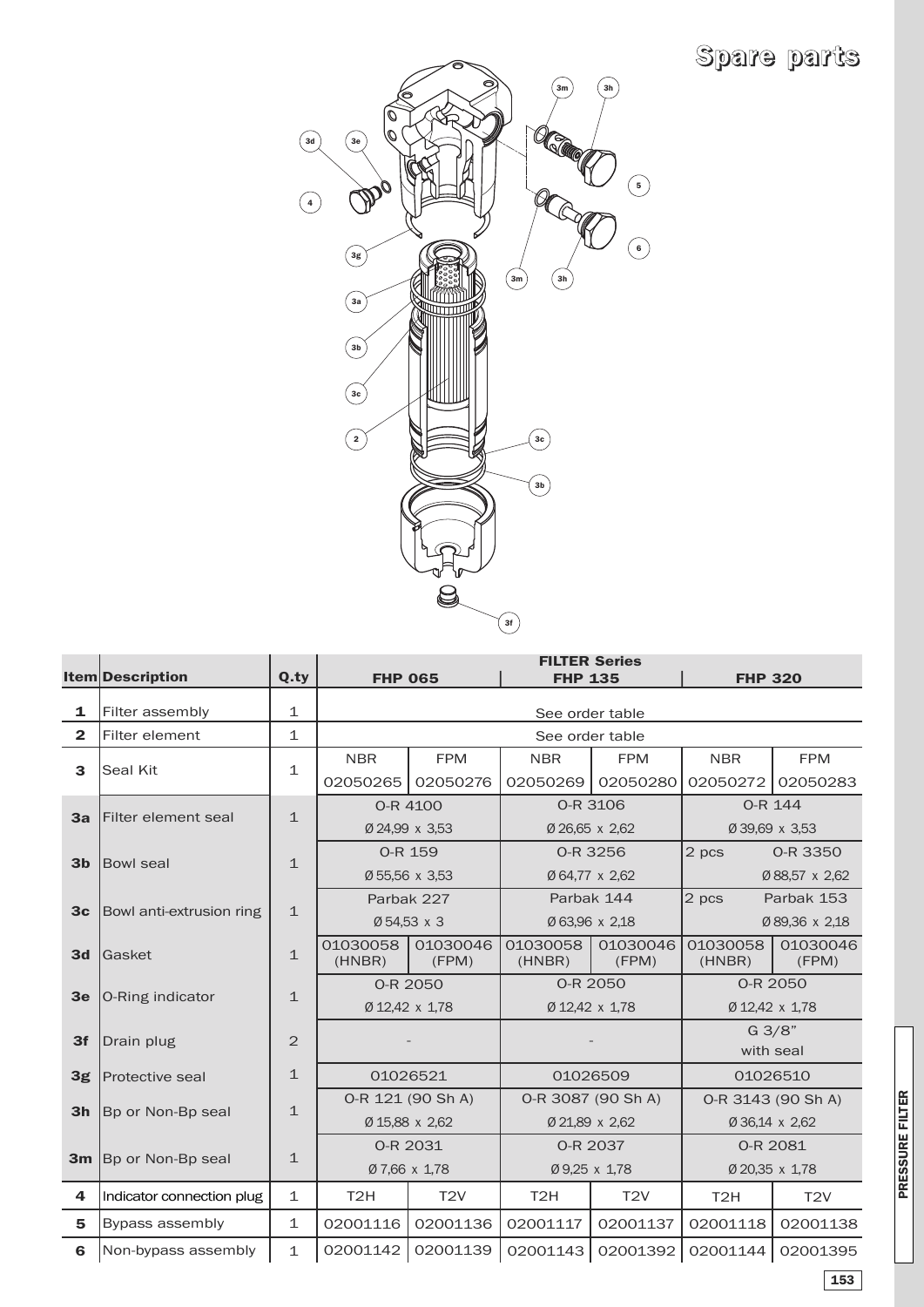# Spare parts

| Item | Description | Q.ty | FHP 065 | | FHP 135 | | FHP 320 | |
|---|---|---|---|---|---|---|---|---|
| | | | **FILTER Series** | | | | | |
| **1** | Filter assembly | 1 | See order table | | | | | |
| **2** | Filter element | 1 | See order table | | | | | |
| **3** | Seal Kit | 1 | NBR 02050265 | FPM 02050276 | NBR 02050269 | FPM 02050280 | NBR 02050272 | FPM 02050283 |
| **3a** | Filter element seal | 1 | O-R 4100 Ø 24,99 x 3,53 | | O-R 3106 Ø 26,65 x 2,62 | | O-R 144 Ø 39,69 x 3,53 | |
| **3b** | Bowl seal | 1 | O-R 159 Ø 55,56 x 3,53 | | O-R 3256 Ø 64,77 x 2,62 | | 2 pcs O-R 3350 Ø 88,57 x 2,62 | |
| **3c** | Bowl anti-extrusion ring | 1 | Parbak 227 Ø 54,53 x 3 | | Parbak 144 Ø 63,96 x 2,18 | | 2 pcs Parbak 153 Ø 89,36 x 2,18 | |
| **3d** | Gasket | 1 | 01030058 (HNBR) | 01030046 (FPM) | 01030058 (HNBR) | 01030046 (FPM) | 01030058 (HNBR) | 01030046 (FPM) |
| **3e** | O-Ring indicator | 1 | O-R 2050 Ø 12,42 x 1,78 | | O-R 2050 Ø 12,42 x 1,78 | | O-R 2050 Ø 12,42 x 1,78 | |
| **3f** | Drain plug | 2 | - | | - | | G 3/8" with seal | |
| **3g** | Protective seal | 1 | 01026521 | | 01026509 | | 01026510 | |
| **3h** | Bp or Non-Bp seal | 1 | O-R 121 (90 Sh A) Ø 15,88 x 2,62 | | O-R 3087 (90 Sh A) Ø 21,89 x 2,62 | | O-R 3143 (90 Sh A) Ø 36,14 x 2,62 | |
| **3m** | Bp or Non-Bp seal | 1 | O-R 2031 Ø 7,66 x 1,78 | | O-R 2037 Ø 9,25 x 1,78 | | O-R 2081 Ø 20,35 x 1,78 | |
| **4** | Indicator connection plug | 1 | T2H | T2V | T2H | T2V | T2H | T2V |
| **5** | Bypass assembly | 1 | 02001116 | 02001136 | 02001117 | 02001137 | 02001118 | 02001138 |
| **6** | Non-bypass assembly | 1 | 02001142 | 02001139 | 02001143 | 02001392 | 02001144 | 02001395 |

PRESSURE FILTER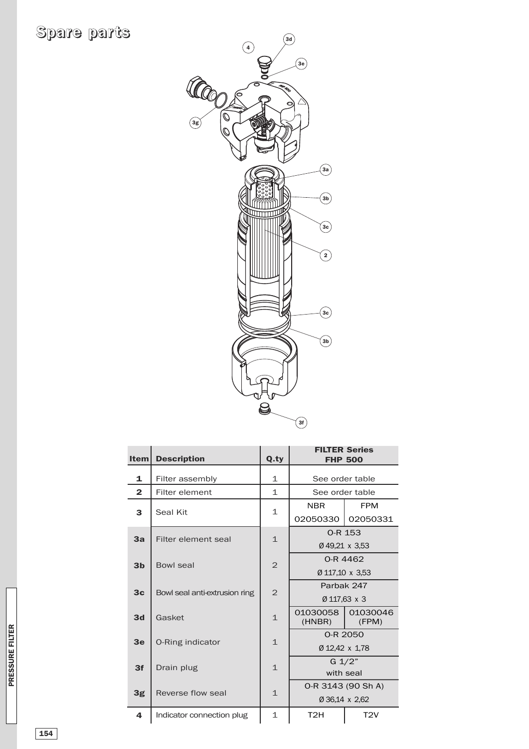# Spare parts

| Item | Description | Q.ty | FILTER Series FHP 500 | |
|---|---|---|---|---|
| 1 | Filter assembly | 1 | See order table | |
| 2 | Filter element | 1 | See order table | |
| 3 | Seal Kit | 1 | NBR | FPM |
| | | | 02050330 | 02050331 |
| 3a | Filter element seal | 1 | O-R 153 | |
| | | | Ø 49,21 x 3,53 | |
| 3b | Bowl seal | 2 | O-R 4462 | |
| | | | Ø 117,10 x 3,53 | |
| 3c | Bowl seal anti-extrusion ring | 2 | Parbak 247 | |
| | | | Ø 117,63 x 3 | |
| 3d | Gasket | 1 | 01030058 (HNBR) | 01030046 (FPM) |
| 3e | O-Ring indicator | 1 | O-R 2050 | |
| | | | Ø 12,42 x 1,78 | |
| 3f | Drain plug | 1 | G 1/2" | |
| | | | with seal | |
| 3g | Reverse flow seal | 1 | O-R 3143 (90 Sh A) | |
| | | | Ø 36,14 x 2,62 | |
| 4 | Indicator connection plug | 1 | T2H | T2V |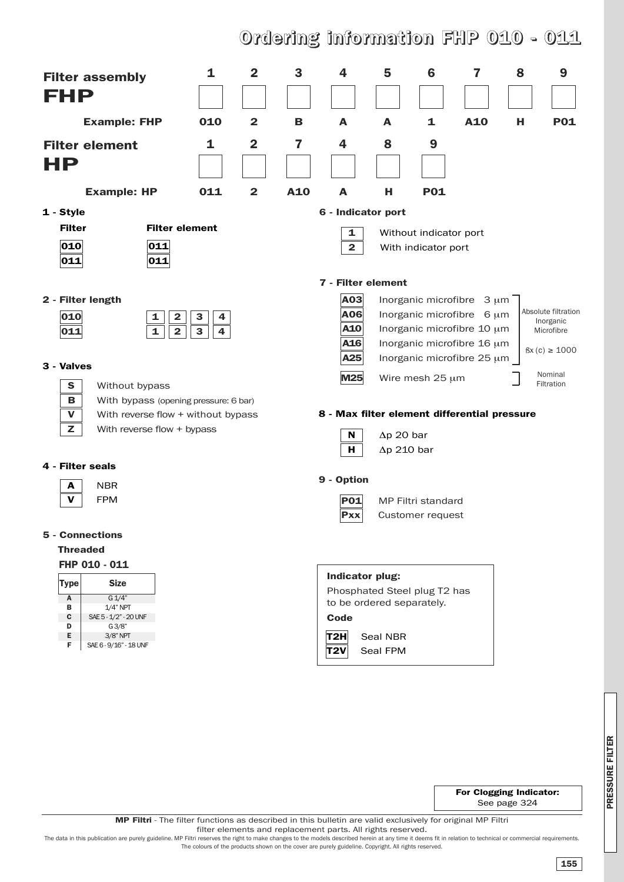# Ordering information FHP 010 - 011

## Filter assembly FHP

| | 1 | 2 | 3 | 4 | 5 | 6 | 7 | 8 | 9 |
|---|---|---|---|---|---|---|---|---|---|
| **Example: FHP** | 010 | 2 | B | A | A | 1 | A10 | H | P01 |

## Filter element HP

| | 1 | 2 | 7 | 4 | 8 | 9 |
|---|---|---|---|---|---|---|
| **Example: HP** | 011 | 2 | A10 | A | H | P01 |

### 1 - Style

| Filter | Filter element |
|---|---|
| 010 | 011 |
| 011 | 011 |

### 2 - Filter length

| | | | | |
|---|---|---|---|---|
| 010 | 1 | 2 | 3 | 4 |
| 011 | 1 | 2 | 3 | 4 |

### 3 - Valves

- **S** Without bypass
- **B** With bypass (opening pressure: 6 bar)
- **V** With reverse flow + without bypass
- **Z** With reverse flow + bypass

### 4 - Filter seals

- **A** NBR
- **V** FPM

### 5 - Connections

**Threaded**

**FHP 010 - 011**

| Type | Size |
|---|---|
| A | G 1/4" |
| B | 1/4" NPT |
| C | SAE 5 - 1/2" - 20 UNF |
| D | G 3/8" |
| E | 3/8" NPT |
| F | SAE 6 - 9/16" - 18 UNF |

### 6 - Indicator port

- **1** Without indicator port
- **2** With indicator port

### 7 - Filter element

| Code | Description | |
|---|---|---|
| A03 | Inorganic microfibre 3 μm | Absolute filtration Inorganic Microfibre $ß_x(c) \geq 1000$ |
| A06 | Inorganic microfibre 6 μm | |
| A10 | Inorganic microfibre 10 μm | |
| A16 | Inorganic microfibre 16 μm | |
| A25 | Inorganic microfibre 25 μm | |
| M25 | Wire mesh 25 μm | Nominal Filtration |

### 8 - Max filter element differential pressure

- **N** Δp 20 bar
- **H** Δp 210 bar

### 9 - Option

- **P01** MP Filtri standard
- **Pxx** Customer request

**Indicator plug:**

Phosphated Steel plug T2 has to be ordered separately.

**Code**

- **T2H** Seal NBR
- **T2V** Seal FPM

**For Clogging Indicator:** See page 324

**MP Filtri** - The filter functions as described in this bulletin are valid exclusively for original MP Filtri filter elements and replacement parts. All rights reserved.

The data in this publication are purely guideline. MP Filtri reserves the right to make changes to the models described herein at any time it deems fit in relation to technical or commercial requirements. The colours of the products shown on the cover are purely guideline. Copyright. All rights reserved.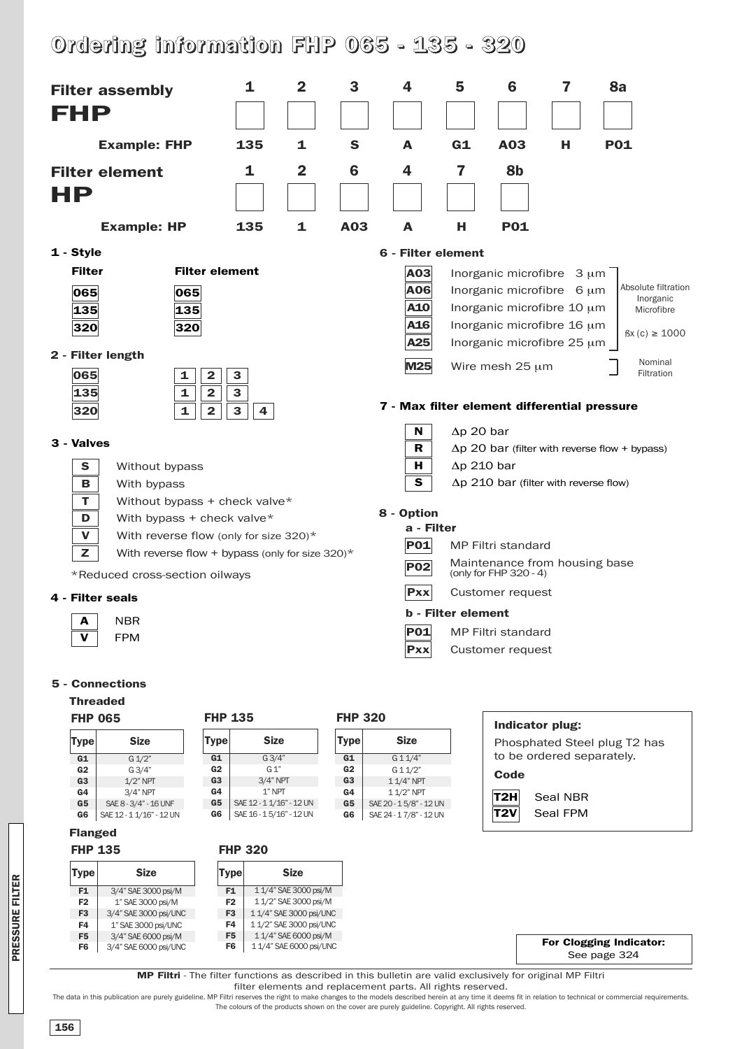# Ordering information FHP 065 - 135 - 320

## Filter assembly FHP

| | 1 | 2 | 3 | 4 | 5 | 6 | 7 | 8a |
|---|---|---|---|---|---|---|---|---|
| **Example: FHP** | **135** | **1** | **S** | **A** | **G1** | **A03** | **H** | **P01** |

## Filter element HP

| | 1 | 2 | 6 | 4 | 7 | 8b |
|---|---|---|---|---|---|---|
| **Example: HP** | **135** | **1** | **A03** | **A** | **H** | **P01** |

### 1 - Style

| Filter | Filter element |
|---|---|
| 065 | 065 |
| 135 | 135 |
| 320 | 320 |

### 2 - Filter length

| | | | | |
|---|---|---|---|---|
| 065 | 1 | 2 | 3 | |
| 135 | 1 | 2 | 3 | |
| 320 | 1 | 2 | 3 | 4 |

### 3 - Valves

| | |
|---|---|
| **S** | Without bypass |
| **B** | With bypass |
| **T** | Without bypass + check valve* |
| **D** | With bypass + check valve* |
| **V** | With reverse flow (only for size 320)* |
| **Z** | With reverse flow + bypass (only for size 320)* |

*Reduced cross-section oilways

### 4 - Filter seals

| | |
|---|---|
| **A** | NBR |
| **V** | FPM |

### 5 - Connections

**Threaded**

**FHP 065**

| Type | Size |
|---|---|
| G1 | G 1/2" |
| G2 | G 3/4" |
| G3 | 1/2" NPT |
| G4 | 3/4" NPT |
| G5 | SAE 8 - 3/4" - 16 UNF |
| G6 | SAE 12 - 1 1/16" - 12 UN |

**FHP 135**

| Type | Size |
|---|---|
| G1 | G 3/4" |
| G2 | G 1" |
| G3 | 3/4" NPT |
| G4 | 1" NPT |
| G5 | SAE 12 - 1 1/16" - 12 UN |
| G6 | SAE 16 - 1 5/16" - 12 UN |

**FHP 320**

| Type | Size |
|---|---|
| G1 | G 1 1/4" |
| G2 | G 1 1/2" |
| G3 | 1 1/4" NPT |
| G4 | 1 1/2" NPT |
| G5 | SAE 20 - 1 5/8" - 12 UN |
| G6 | SAE 24 - 1 7/8" - 12 UN |

**Flanged**

**FHP 135**

| Type | Size |
|---|---|
| F1 | 3/4" SAE 3000 psi/M |
| F2 | 1" SAE 3000 psi/M |
| F3 | 3/4" SAE 3000 psi/UNC |
| F4 | 1" SAE 3000 psi/UNC |
| F5 | 3/4" SAE 6000 psi/M |
| F6 | 3/4" SAE 6000 psi/UNC |

**FHP 320**

| Type | Size |
|---|---|
| F1 | 1 1/4" SAE 3000 psi/M |
| F2 | 1 1/2" SAE 3000 psi/M |
| F3 | 1 1/4" SAE 3000 psi/UNC |
| F4 | 1 1/2" SAE 3000 psi/UNC |
| F5 | 1 1/4" SAE 6000 psi/M |
| F6 | 1 1/4" SAE 6000 psi/UNC |

### 6 - Filter element

| Code | Description | |
|---|---|---|
| **A03** | Inorganic microfibre 3 μm | Absolute filtration Inorganic Microfibre $\beta x(c) \geq 1000$ |
| **A06** | Inorganic microfibre 6 μm | |
| **A10** | Inorganic microfibre 10 μm | |
| **A16** | Inorganic microfibre 16 μm | |
| **A25** | Inorganic microfibre 25 μm | |
| **M25** | Wire mesh 25 μm | Nominal Filtration |

### 7 - Max filter element differential pressure

| | |
|---|---|
| **N** | $\Delta p$ 20 bar |
| **R** | $\Delta p$ 20 bar (filter with reverse flow + bypass) |
| **H** | $\Delta p$ 210 bar |
| **S** | $\Delta p$ 210 bar (filter with reverse flow) |

### 8 - Option

**a - Filter**

| | |
|---|---|
| **P01** | MP Filtri standard |
| **P02** | Maintenance from housing base (only for FHP 320 - 4) |
| **Pxx** | Customer request |

**b - Filter element**

| | |
|---|---|
| **P01** | MP Filtri standard |
| **Pxx** | Customer request |

**Indicator plug:**

Phosphated Steel plug T2 has to be ordered separately.

**Code**

| | |
|---|---|
| **T2H** | Seal NBR |
| **T2V** | Seal FPM |

**For Clogging Indicator:** See page 324

**MP Filtri** - The filter functions as described in this bulletin are valid exclusively for original MP Filtri filter elements and replacement parts. All rights reserved.

The data in this publication are purely guideline. MP Filtri reserves the right to make changes to the models described herein at any time it deems fit in relation to technical or commercial requirements. The colours of the products shown on the cover are purely guideline. Copyright. All rights reserved.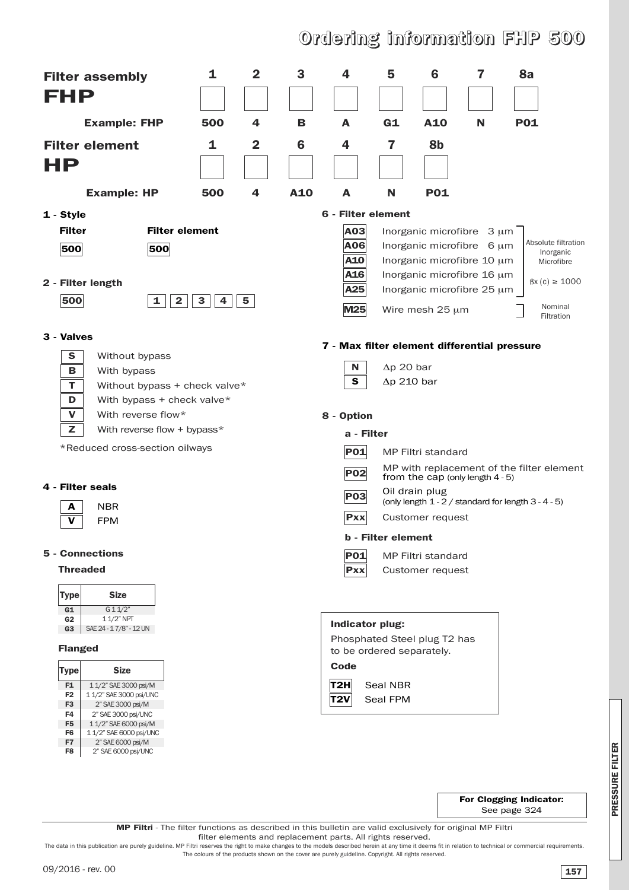# Ordering information FHP 500

## Filter assembly

**FHP**

| | 1 | 2 | 3 | 4 | 5 | 6 | 7 | 8a |
|---|---|---|---|---|---|---|---|---|
| **Example: FHP** | 500 | 4 | B | A | G1 | A10 | N | P01 |

## Filter element

**HP**

| | 1 | 2 | 6 | 4 | 7 | 8b |
|---|---|---|---|---|---|---|
| **Example: HP** | 500 | 4 | A10 | A | N | P01 |

### 1 - Style

| Filter | Filter element |
|---|---|
| 500 | 500 |

### 2 - Filter length

| Filter | Filter element |
|---|---|
| 500 | 1 2 3 4 5 |

### 3 - Valves

| | |
|---|---|
| S | Without bypass |
| B | With bypass |
| T | Without bypass + check valve* |
| D | With bypass + check valve* |
| V | With reverse flow* |
| Z | With reverse flow + bypass* |

*Reduced cross-section oilways

### 4 - Filter seals

| | |
|---|---|
| A | NBR |
| V | FPM |

### 5 - Connections

**Threaded**

| Type | Size |
|---|---|
| G1 | G 1 1/2" |
| G2 | 1 1/2" NPT |
| G3 | SAE 24 - 1 7/8" - 12 UN |

**Flanged**

| Type | Size |
|---|---|
| F1 | 1 1/2" SAE 3000 psi/M |
| F2 | 1 1/2" SAE 3000 psi/UNC |
| F3 | 2" SAE 3000 psi/M |
| F4 | 2" SAE 3000 psi/UNC |
| F5 | 1 1/2" SAE 6000 psi/M |
| F6 | 1 1/2" SAE 6000 psi/UNC |
| F7 | 2" SAE 6000 psi/M |
| F8 | 2" SAE 6000 psi/UNC |

### 6 - Filter element

| | | |
|---|---|---|
| A03 | Inorganic microfibre 3 μm | Absolute filtration Inorganic Microfibre ßx (c) ≥ 1000 |
| A06 | Inorganic microfibre 6 μm | |
| A10 | Inorganic microfibre 10 μm | |
| A16 | Inorganic microfibre 16 μm | |
| A25 | Inorganic microfibre 25 μm | |
| M25 | Wire mesh 25 μm | Nominal Filtration |

### 7 - Max filter element differential pressure

| | |
|---|---|
| N | Δp 20 bar |
| S | Δp 210 bar |

### 8 - Option

**a - Filter**

| | |
|---|---|
| P01 | MP Filtri standard |
| P02 | MP with replacement of the filter element from the cap (only length 4 - 5) |
| P03 | Oil drain plug (only length 1 - 2 / standard for length 3 - 4 - 5) |
| Pxx | Customer request |

**b - Filter element**

| | |
|---|---|
| P01 | MP Filtri standard |
| Pxx | Customer request |

**Indicator plug:**

Phosphated Steel plug T2 has to be ordered separately.

**Code**

| | |
|---|---|
| T2H | Seal NBR |
| T2V | Seal FPM |

**For Clogging Indicator:** See page 324

**MP Filtri** - The filter functions as described in this bulletin are valid exclusively for original MP Filtri filter elements and replacement parts. All rights reserved.

The data in this publication are purely guideline. MP Filtri reserves the right to make changes to the models described herein at any time it deems fit in relation to technical or commercial requirements. The colours of the products shown on the cover are purely guideline. Copyright. All rights reserved.

09/2016 - rev. 00